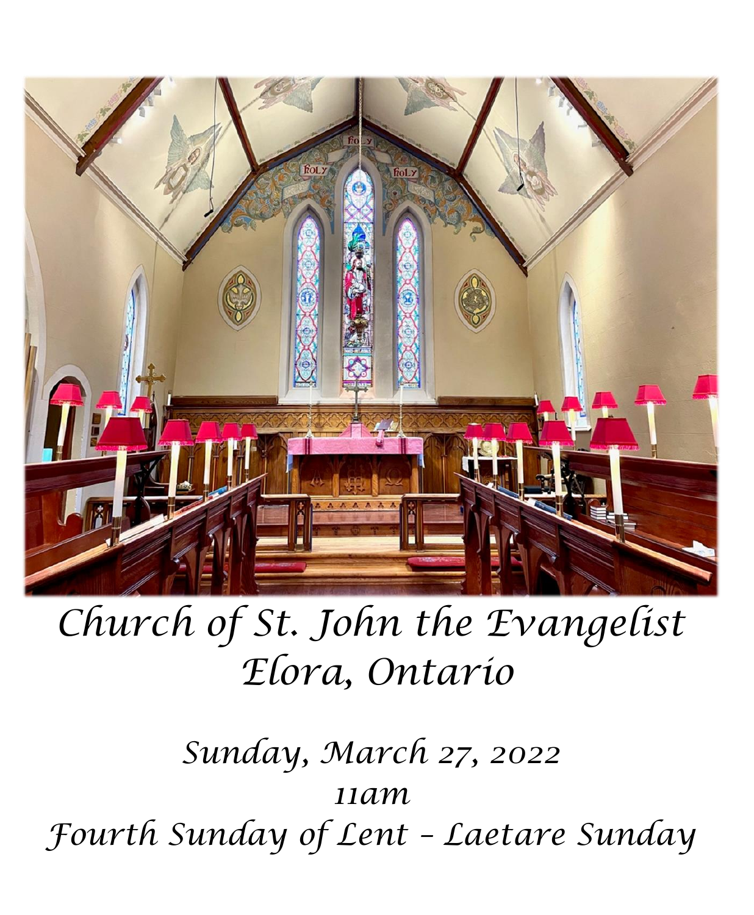# Church of St. John the Evangelist
# Elora, Ontario

*Sunday, March 27, 2022*

*11am*

*Fourth Sunday of Lent – Laetare Sunday*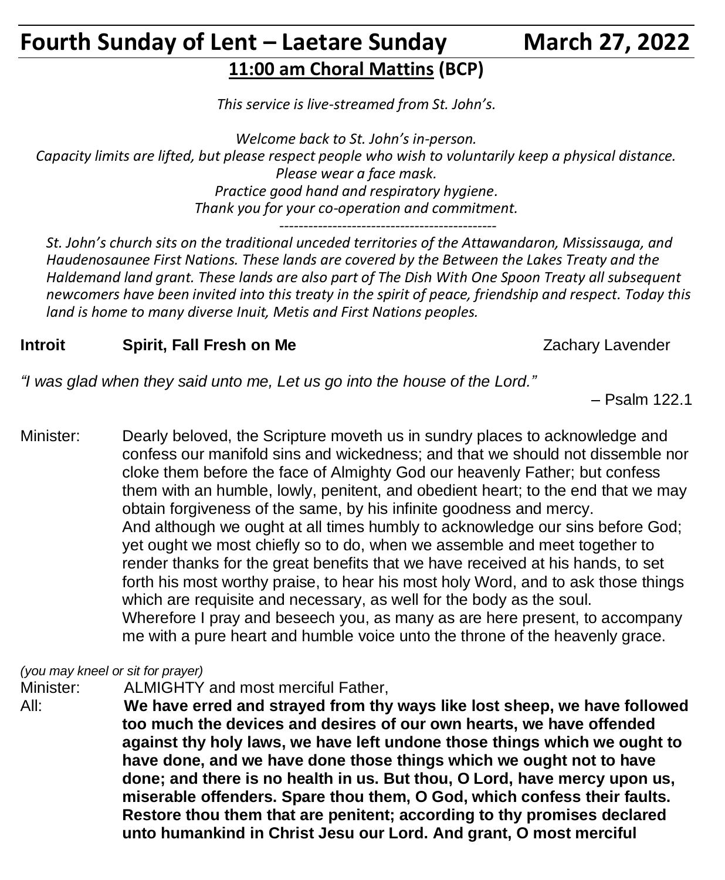# Fourth Sunday of Lent – Laetare Sunday March 27, 2022

## 11:00 am Choral Mattins (BCP)

*This service is live-streamed from St. John's.*

*Welcome back to St. John's in-person.*
*Capacity limits are lifted, but please respect people who wish to voluntarily keep a physical distance.*
*Please wear a face mask.*
*Practice good hand and respiratory hygiene.*
*Thank you for your co-operation and commitment.*

---

*St. John's church sits on the traditional unceded territories of the Attawandaron, Mississauga, and Haudenosaunee First Nations. These lands are covered by the Between the Lakes Treaty and the Haldemand land grant. These lands are also part of The Dish With One Spoon Treaty all subsequent newcomers have been invited into this treaty in the spirit of peace, friendship and respect. Today this land is home to many diverse Inuit, Metis and First Nations peoples.*

**Introit** **Spirit, Fall Fresh on Me** Zachary Lavender

*"I was glad when they said unto me, Let us go into the house of the Lord."*

– Psalm 122.1

Minister: Dearly beloved, the Scripture moveth us in sundry places to acknowledge and confess our manifold sins and wickedness; and that we should not dissemble nor cloke them before the face of Almighty God our heavenly Father; but confess them with an humble, lowly, penitent, and obedient heart; to the end that we may obtain forgiveness of the same, by his infinite goodness and mercy.
And although we ought at all times humbly to acknowledge our sins before God; yet ought we most chiefly so to do, when we assemble and meet together to render thanks for the great benefits that we have received at his hands, to set forth his most worthy praise, to hear his most holy Word, and to ask those things which are requisite and necessary, as well for the body as the soul.
Wherefore I pray and beseech you, as many as are here present, to accompany me with a pure heart and humble voice unto the throne of the heavenly grace.

*(you may kneel or sit for prayer)*

Minister: ALMIGHTY and most merciful Father,

All: **We have erred and strayed from thy ways like lost sheep, we have followed too much the devices and desires of our own hearts, we have offended against thy holy laws, we have left undone those things which we ought to have done, and we have done those things which we ought not to have done; and there is no health in us. But thou, O Lord, have mercy upon us, miserable offenders. Spare thou them, O God, which confess their faults. Restore thou them that are penitent; according to thy promises declared unto humankind in Christ Jesu our Lord. And grant, O most merciful**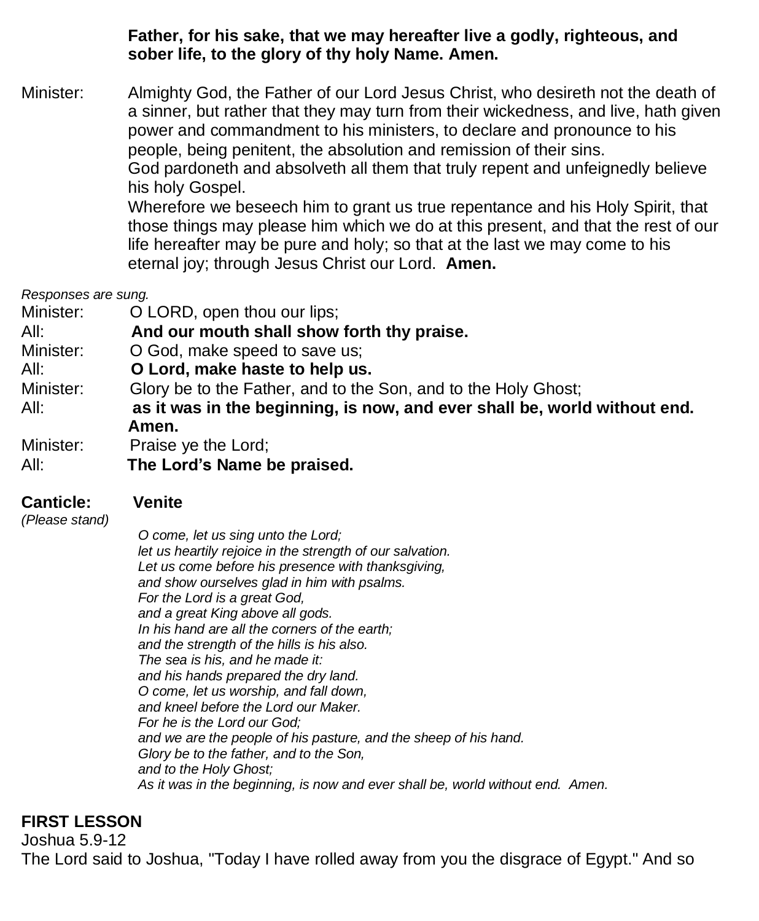**Father, for his sake, that we may hereafter live a godly, righteous, and sober life, to the glory of thy holy Name. Amen.**

Minister: Almighty God, the Father of our Lord Jesus Christ, who desireth not the death of a sinner, but rather that they may turn from their wickedness, and live, hath given power and commandment to his ministers, to declare and pronounce to his people, being penitent, the absolution and remission of their sins.
God pardoneth and absolveth all them that truly repent and unfeignedly believe his holy Gospel.
Wherefore we beseech him to grant us true repentance and his Holy Spirit, that those things may please him which we do at this present, and that the rest of our life hereafter may be pure and holy; so that at the last we may come to his eternal joy; through Jesus Christ our Lord. **Amen.**

*Responses are sung.*

Minister: O LORD, open thou our lips;
All: **And our mouth shall show forth thy praise.**
Minister: O God, make speed to save us;
All: **O Lord, make haste to help us.**
Minister: Glory be to the Father, and to the Son, and to the Holy Ghost;
All: **as it was in the beginning, is now, and ever shall be, world without end. Amen.**
Minister: Praise ye the Lord;
All: **The Lord's Name be praised.**

**Canticle: Venite**
*(Please stand)*

*O come, let us sing unto the Lord;*
*let us heartily rejoice in the strength of our salvation.*
*Let us come before his presence with thanksgiving,*
*and show ourselves glad in him with psalms.*
*For the Lord is a great God,*
*and a great King above all gods.*
*In his hand are all the corners of the earth;*
*and the strength of the hills is his also.*
*The sea is his, and he made it:*
*and his hands prepared the dry land.*
*O come, let us worship, and fall down,*
*and kneel before the Lord our Maker.*
*For he is the Lord our God;*
*and we are the people of his pasture, and the sheep of his hand.*
*Glory be to the father, and to the Son,*
*and to the Holy Ghost;*
*As it was in the beginning, is now and ever shall be, world without end. Amen.*

## FIRST LESSON

Joshua 5.9-12
The Lord said to Joshua, "Today I have rolled away from you the disgrace of Egypt." And so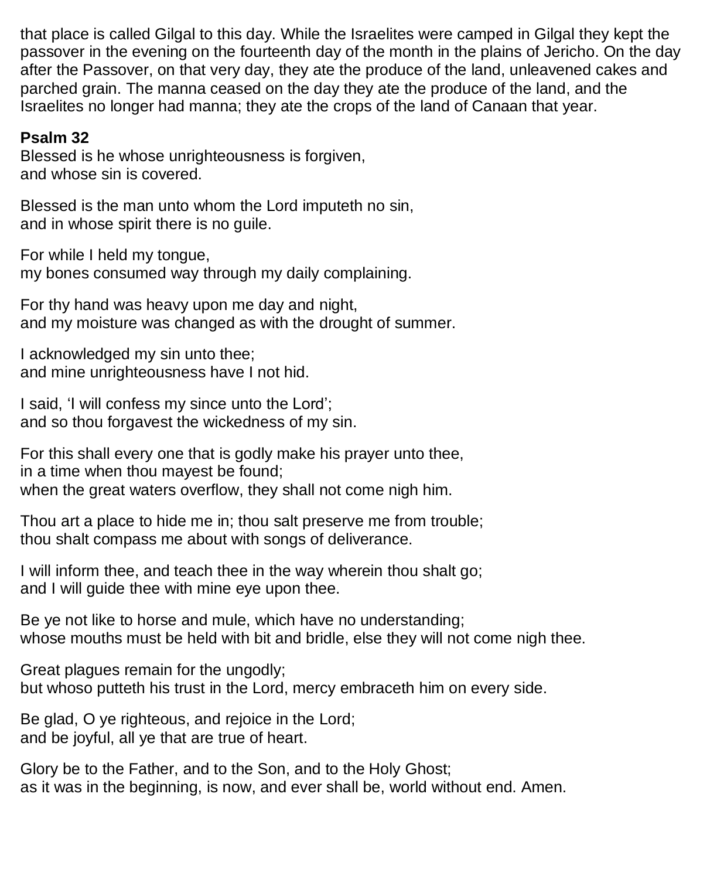that place is called Gilgal to this day. While the Israelites were camped in Gilgal they kept the passover in the evening on the fourteenth day of the month in the plains of Jericho. On the day after the Passover, on that very day, they ate the produce of the land, unleavened cakes and parched grain. The manna ceased on the day they ate the produce of the land, and the Israelites no longer had manna; they ate the crops of the land of Canaan that year.

**Psalm 32**

Blessed is he whose unrighteousness is forgiven,
and whose sin is covered.

Blessed is the man unto whom the Lord imputeth no sin,
and in whose spirit there is no guile.

For while I held my tongue,
my bones consumed way through my daily complaining.

For thy hand was heavy upon me day and night,
and my moisture was changed as with the drought of summer.

I acknowledged my sin unto thee;
and mine unrighteousness have I not hid.

I said, 'I will confess my since unto the Lord';
and so thou forgavest the wickedness of my sin.

For this shall every one that is godly make his prayer unto thee,
in a time when thou mayest be found;
when the great waters overflow, they shall not come nigh him.

Thou art a place to hide me in; thou salt preserve me from trouble;
thou shalt compass me about with songs of deliverance.

I will inform thee, and teach thee in the way wherein thou shalt go;
and I will guide thee with mine eye upon thee.

Be ye not like to horse and mule, which have no understanding;
whose mouths must be held with bit and bridle, else they will not come nigh thee.

Great plagues remain for the ungodly;
but whoso putteth his trust in the Lord, mercy embraceth him on every side.

Be glad, O ye righteous, and rejoice in the Lord;
and be joyful, all ye that are true of heart.

Glory be to the Father, and to the Son, and to the Holy Ghost;
as it was in the beginning, is now, and ever shall be, world without end. Amen.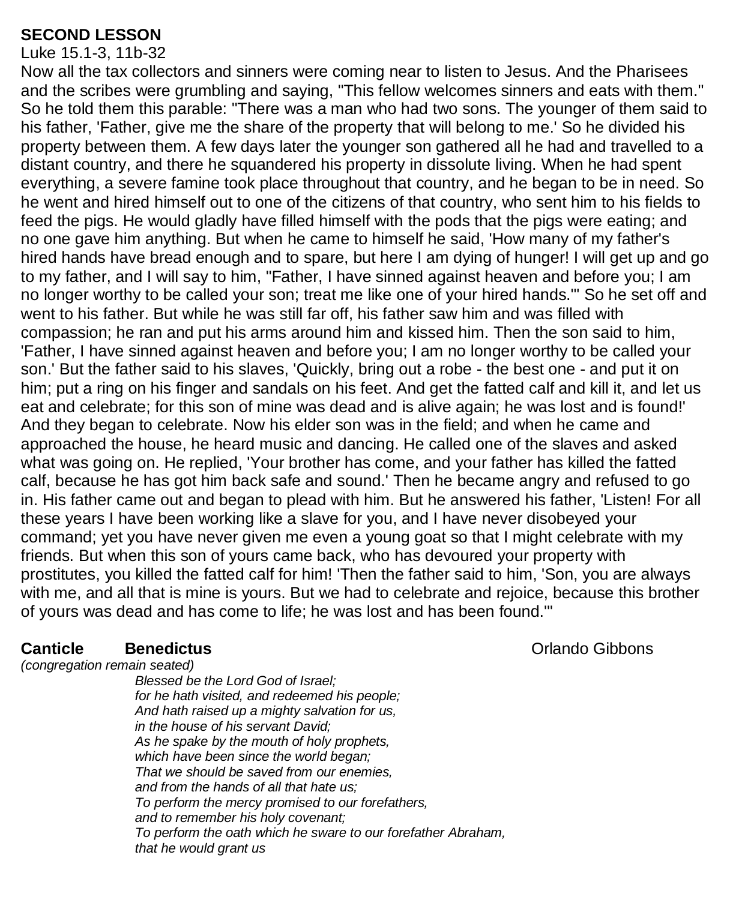**SECOND LESSON**

Luke 15.1-3, 11b-32

Now all the tax collectors and sinners were coming near to listen to Jesus. And the Pharisees and the scribes were grumbling and saying, "This fellow welcomes sinners and eats with them." So he told them this parable: "There was a man who had two sons. The younger of them said to his father, 'Father, give me the share of the property that will belong to me.' So he divided his property between them. A few days later the younger son gathered all he had and travelled to a distant country, and there he squandered his property in dissolute living. When he had spent everything, a severe famine took place throughout that country, and he began to be in need. So he went and hired himself out to one of the citizens of that country, who sent him to his fields to feed the pigs. He would gladly have filled himself with the pods that the pigs were eating; and no one gave him anything. But when he came to himself he said, 'How many of my father's hired hands have bread enough and to spare, but here I am dying of hunger! I will get up and go to my father, and I will say to him, "Father, I have sinned against heaven and before you; I am no longer worthy to be called your son; treat me like one of your hired hands."' So he set off and went to his father. But while he was still far off, his father saw him and was filled with compassion; he ran and put his arms around him and kissed him. Then the son said to him, 'Father, I have sinned against heaven and before you; I am no longer worthy to be called your son.' But the father said to his slaves, 'Quickly, bring out a robe - the best one - and put it on him; put a ring on his finger and sandals on his feet. And get the fatted calf and kill it, and let us eat and celebrate; for this son of mine was dead and is alive again; he was lost and is found!' And they began to celebrate. Now his elder son was in the field; and when he came and approached the house, he heard music and dancing. He called one of the slaves and asked what was going on. He replied, 'Your brother has come, and your father has killed the fatted calf, because he has got him back safe and sound.' Then he became angry and refused to go in. His father came out and began to plead with him. But he answered his father, 'Listen! For all these years I have been working like a slave for you, and I have never disobeyed your command; yet you have never given me even a young goat so that I might celebrate with my friends. But when this son of yours came back, who has devoured your property with prostitutes, you killed the fatted calf for him! 'Then the father said to him, 'Son, you are always with me, and all that is mine is yours. But we had to celebrate and rejoice, because this brother of yours was dead and has come to life; he was lost and has been found.'"

**Canticle Benedictus** Orlando Gibbons

*(congregation remain seated)*

*Blessed be the Lord God of Israel;*
*for he hath visited, and redeemed his people;*
*And hath raised up a mighty salvation for us,*
*in the house of his servant David;*
*As he spake by the mouth of holy prophets,*
*which have been since the world began;*
*That we should be saved from our enemies,*
*and from the hands of all that hate us;*
*To perform the mercy promised to our forefathers,*
*and to remember his holy covenant;*
*To perform the oath which he sware to our forefather Abraham,*
*that he would grant us*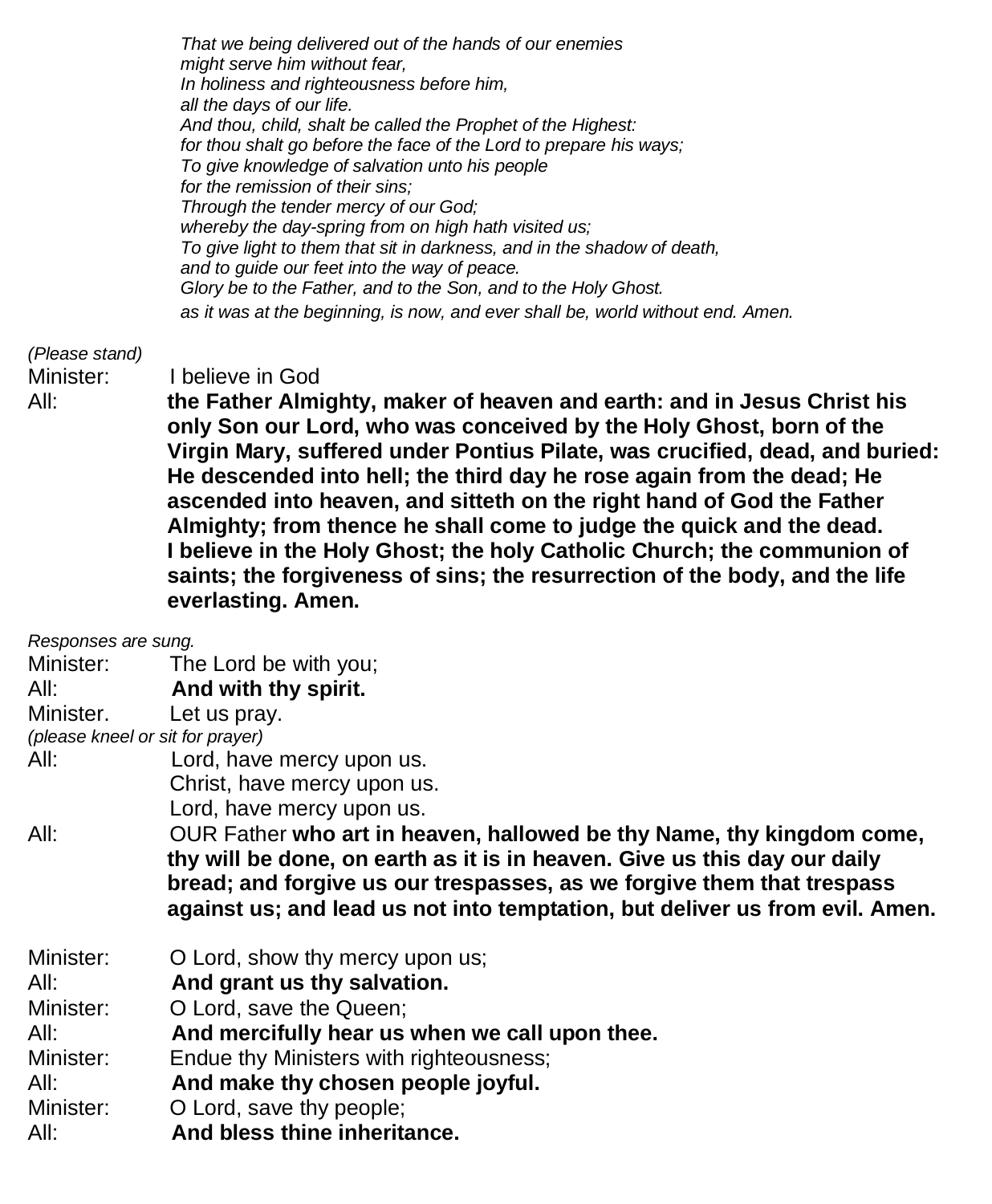*That we being delivered out of the hands of our enemies*
*might serve him without fear,*
*In holiness and righteousness before him,*
*all the days of our life.*
*And thou, child, shalt be called the Prophet of the Highest:*
*for thou shalt go before the face of the Lord to prepare his ways;*
*To give knowledge of salvation unto his people*
*for the remission of their sins;*
*Through the tender mercy of our God;*
*whereby the day-spring from on high hath visited us;*
*To give light to them that sit in darkness, and in the shadow of death,*
*and to guide our feet into the way of peace.*
*Glory be to the Father, and to the Son, and to the Holy Ghost.*
*as it was at the beginning, is now, and ever shall be, world without end. Amen.*

*(Please stand)*

Minister: I believe in God

All: **the Father Almighty, maker of heaven and earth: and in Jesus Christ his only Son our Lord, who was conceived by the Holy Ghost, born of the Virgin Mary, suffered under Pontius Pilate, was crucified, dead, and buried: He descended into hell; the third day he rose again from the dead; He ascended into heaven, and sitteth on the right hand of God the Father Almighty; from thence he shall come to judge the quick and the dead. I believe in the Holy Ghost; the holy Catholic Church; the communion of saints; the forgiveness of sins; the resurrection of the body, and the life everlasting. Amen.**

*Responses are sung.*

Minister: The Lord be with you;

All: **And with thy spirit.**

Minister. Let us pray.

*(please kneel or sit for prayer)*

All: Lord, have mercy upon us.
Christ, have mercy upon us.
Lord, have mercy upon us.

All: OUR Father **who art in heaven, hallowed be thy Name, thy kingdom come, thy will be done, on earth as it is in heaven. Give us this day our daily bread; and forgive us our trespasses, as we forgive them that trespass against us; and lead us not into temptation, but deliver us from evil. Amen.**

Minister: O Lord, show thy mercy upon us;

All: **And grant us thy salvation.**

Minister: O Lord, save the Queen;

All: **And mercifully hear us when we call upon thee.**

Minister: Endue thy Ministers with righteousness;

All: **And make thy chosen people joyful.**

Minister: O Lord, save thy people;

All: **And bless thine inheritance.**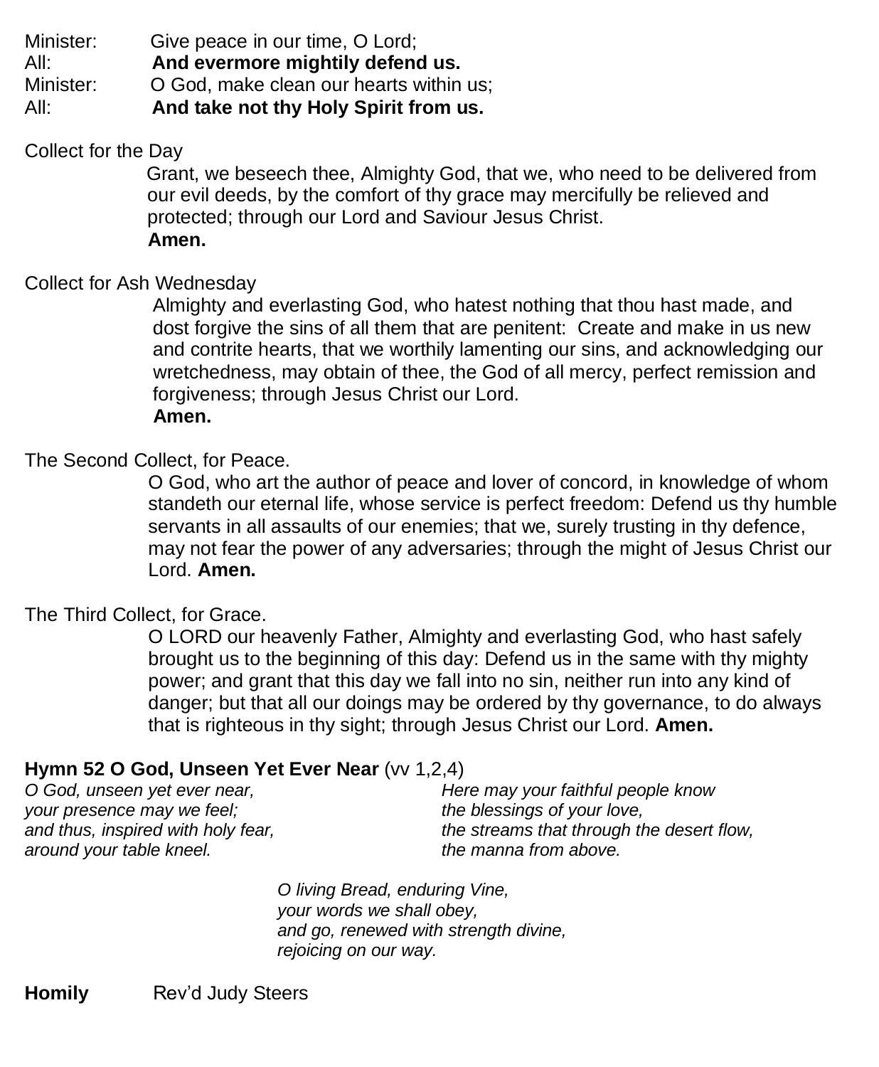Minister: Give peace in our time, O Lord;
All: **And evermore mightily defend us.**
Minister: O God, make clean our hearts within us;
All: **And take not thy Holy Spirit from us.**

Collect for the Day

Grant, we beseech thee, Almighty God, that we, who need to be delivered from our evil deeds, by the comfort of thy grace may mercifully be relieved and protected; through our Lord and Saviour Jesus Christ.
**Amen.**

Collect for Ash Wednesday

Almighty and everlasting God, who hatest nothing that thou hast made, and dost forgive the sins of all them that are penitent: Create and make in us new and contrite hearts, that we worthily lamenting our sins, and acknowledging our wretchedness, may obtain of thee, the God of all mercy, perfect remission and forgiveness; through Jesus Christ our Lord.
**Amen.**

The Second Collect, for Peace.

O God, who art the author of peace and lover of concord, in knowledge of whom standeth our eternal life, whose service is perfect freedom: Defend us thy humble servants in all assaults of our enemies; that we, surely trusting in thy defence, may not fear the power of any adversaries; through the might of Jesus Christ our Lord. **Amen.**

The Third Collect, for Grace.

O LORD our heavenly Father, Almighty and everlasting God, who hast safely brought us to the beginning of this day: Defend us in the same with thy mighty power; and grant that this day we fall into no sin, neither run into any kind of danger; but that all our doings may be ordered by thy governance, to do always that is righteous in thy sight; through Jesus Christ our Lord. **Amen.**

**Hymn 52 O God, Unseen Yet Ever Near** (vv 1,2,4)

*O God, unseen yet ever near,*
*your presence may we feel;*
*and thus, inspired with holy fear,*
*around your table kneel.*

*Here may your faithful people know*
*the blessings of your love,*
*the streams that through the desert flow,*
*the manna from above.*

*O living Bread, enduring Vine,*
*your words we shall obey,*
*and go, renewed with strength divine,*
*rejoicing on our way.*

**Homily** Rev'd Judy Steers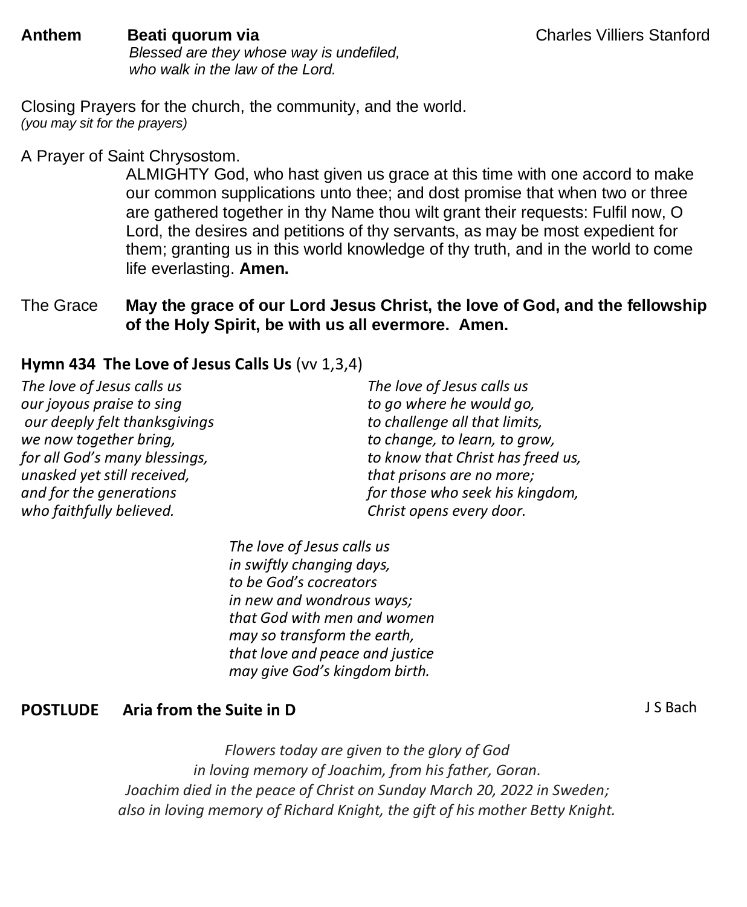**Anthem** **Beati quorum via** Charles Villiers Stanford

*Blessed are they whose way is undefiled,*
*who walk in the law of the Lord.*

Closing Prayers for the church, the community, and the world.
*(you may sit for the prayers)*

A Prayer of Saint Chrysostom.

ALMIGHTY God, who hast given us grace at this time with one accord to make our common supplications unto thee; and dost promise that when two or three are gathered together in thy Name thou wilt grant their requests: Fulfil now, O Lord, the desires and petitions of thy servants, as may be most expedient for them; granting us in this world knowledge of thy truth, and in the world to come life everlasting. **Amen.**

The Grace **May the grace of our Lord Jesus Christ, the love of God, and the fellowship of the Holy Spirit, be with us all evermore. Amen.**

**Hymn 434 The Love of Jesus Calls Us** (vv 1,3,4)

*The love of Jesus calls us*
*our joyous praise to sing*
*our deeply felt thanksgivings*
*we now together bring,*
*for all God's many blessings,*
*unasked yet still received,*
*and for the generations*
*who faithfully believed.*

*The love of Jesus calls us*
*to go where he would go,*
*to challenge all that limits,*
*to change, to learn, to grow,*
*to know that Christ has freed us,*
*that prisons are no more;*
*for those who seek his kingdom,*
*Christ opens every door.*

*The love of Jesus calls us*
*in swiftly changing days,*
*to be God's cocreators*
*in new and wondrous ways;*
*that God with men and women*
*may so transform the earth,*
*that love and peace and justice*
*may give God's kingdom birth.*

**POSTLUDE** **Aria from the Suite in D** J S Bach

*Flowers today are given to the glory of God*
*in loving memory of Joachim, from his father, Goran.*
*Joachim died in the peace of Christ on Sunday March 20, 2022 in Sweden;*
*also in loving memory of Richard Knight, the gift of his mother Betty Knight.*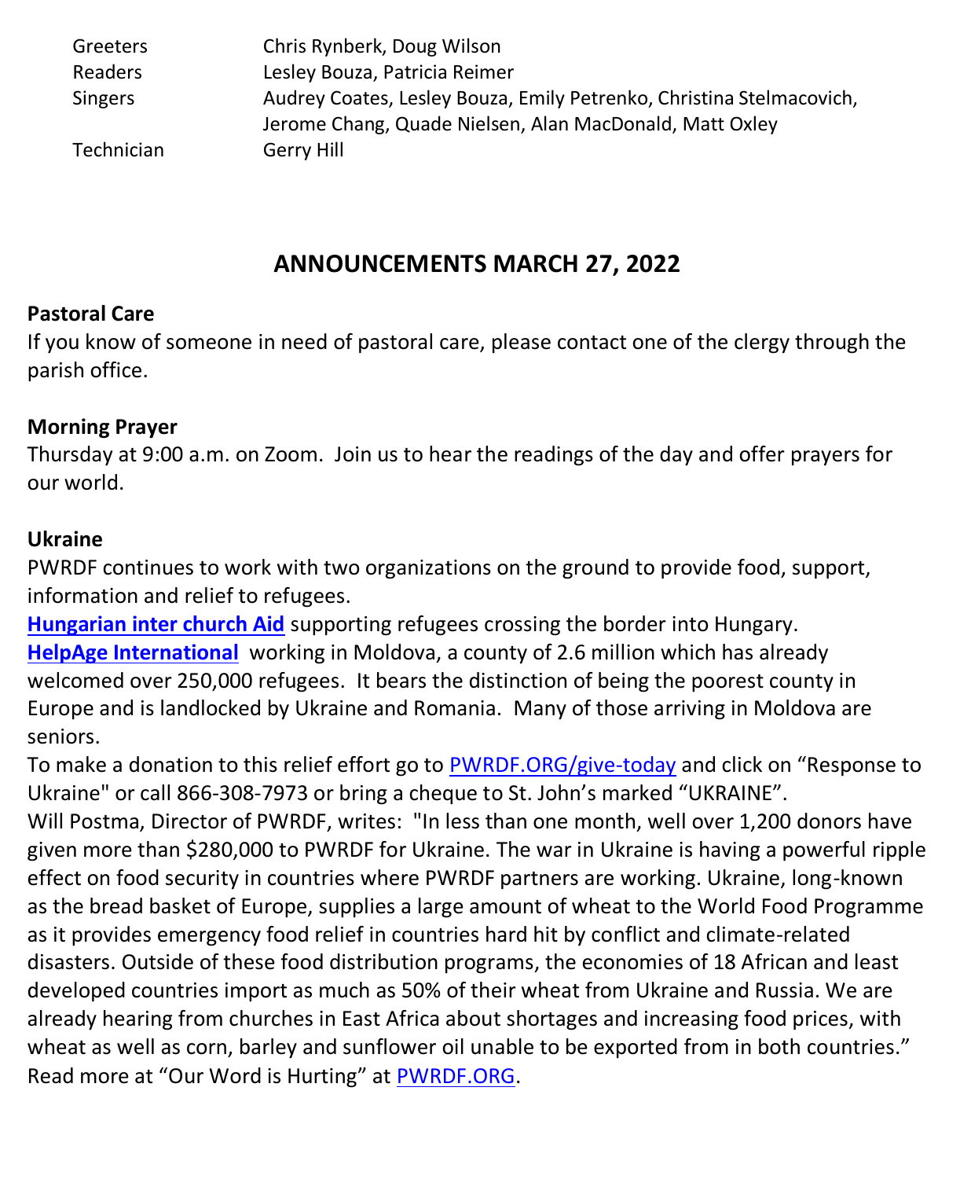| | |
|---|---|
| Greeters | Chris Rynberk, Doug Wilson |
| Readers | Lesley Bouza, Patricia Reimer |
| Singers | Audrey Coates, Lesley Bouza, Emily Petrenko, Christina Stelmacovich, Jerome Chang, Quade Nielsen, Alan MacDonald, Matt Oxley |
| Technician | Gerry Hill |

## ANNOUNCEMENTS MARCH 27, 2022

**Pastoral Care**

If you know of someone in need of pastoral care, please contact one of the clergy through the parish office.

**Morning Prayer**

Thursday at 9:00 a.m. on Zoom. Join us to hear the readings of the day and offer prayers for our world.

**Ukraine**

PWRDF continues to work with two organizations on the ground to provide food, support, information and relief to refugees.

**Hungarian inter church Aid** supporting refugees crossing the border into Hungary.

**HelpAge International** working in Moldova, a county of 2.6 million which has already welcomed over 250,000 refugees. It bears the distinction of being the poorest county in Europe and is landlocked by Ukraine and Romania. Many of those arriving in Moldova are seniors.

To make a donation to this relief effort go to PWRDF.ORG/give-today and click on "Response to Ukraine" or call 866-308-7973 or bring a cheque to St. John's marked "UKRAINE".

Will Postma, Director of PWRDF, writes: "In less than one month, well over 1,200 donors have given more than $280,000 to PWRDF for Ukraine. The war in Ukraine is having a powerful ripple effect on food security in countries where PWRDF partners are working. Ukraine, long-known as the bread basket of Europe, supplies a large amount of wheat to the World Food Programme as it provides emergency food relief in countries hard hit by conflict and climate-related disasters. Outside of these food distribution programs, the economies of 18 African and least developed countries import as much as 50% of their wheat from Ukraine and Russia. We are already hearing from churches in East Africa about shortages and increasing food prices, with wheat as well as corn, barley and sunflower oil unable to be exported from in both countries." Read more at "Our Word is Hurting" at PWRDF.ORG.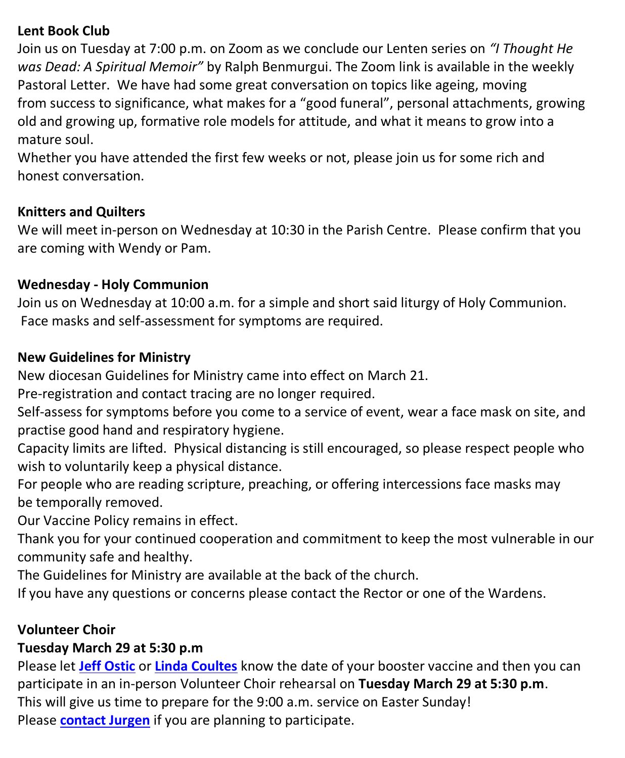**Lent Book Club**

Join us on Tuesday at 7:00 p.m. on Zoom as we conclude our Lenten series on *"I Thought He was Dead: A Spiritual Memoir"* by Ralph Benmurgui. The Zoom link is available in the weekly Pastoral Letter. We have had some great conversation on topics like ageing, moving from success to significance, what makes for a "good funeral", personal attachments, growing old and growing up, formative role models for attitude, and what it means to grow into a mature soul.

Whether you have attended the first few weeks or not, please join us for some rich and honest conversation.

**Knitters and Quilters**

We will meet in-person on Wednesday at 10:30 in the Parish Centre. Please confirm that you are coming with Wendy or Pam.

**Wednesday - Holy Communion**

Join us on Wednesday at 10:00 a.m. for a simple and short said liturgy of Holy Communion. Face masks and self-assessment for symptoms are required.

**New Guidelines for Ministry**

New diocesan Guidelines for Ministry came into effect on March 21.

Pre-registration and contact tracing are no longer required.

Self-assess for symptoms before you come to a service of event, wear a face mask on site, and practise good hand and respiratory hygiene.

Capacity limits are lifted. Physical distancing is still encouraged, so please respect people who wish to voluntarily keep a physical distance.

For people who are reading scripture, preaching, or offering intercessions face masks may be temporally removed.

Our Vaccine Policy remains in effect.

Thank you for your continued cooperation and commitment to keep the most vulnerable in our community safe and healthy.

The Guidelines for Ministry are available at the back of the church.

If you have any questions or concerns please contact the Rector or one of the Wardens.

**Volunteer Choir**

**Tuesday March 29 at 5:30 p.m**

Please let **Jeff Ostic** or **Linda Coultes** know the date of your booster vaccine and then you can participate in an in-person Volunteer Choir rehearsal on **Tuesday March 29 at 5:30 p.m**.

This will give us time to prepare for the 9:00 a.m. service on Easter Sunday!

Please **contact Jurgen** if you are planning to participate.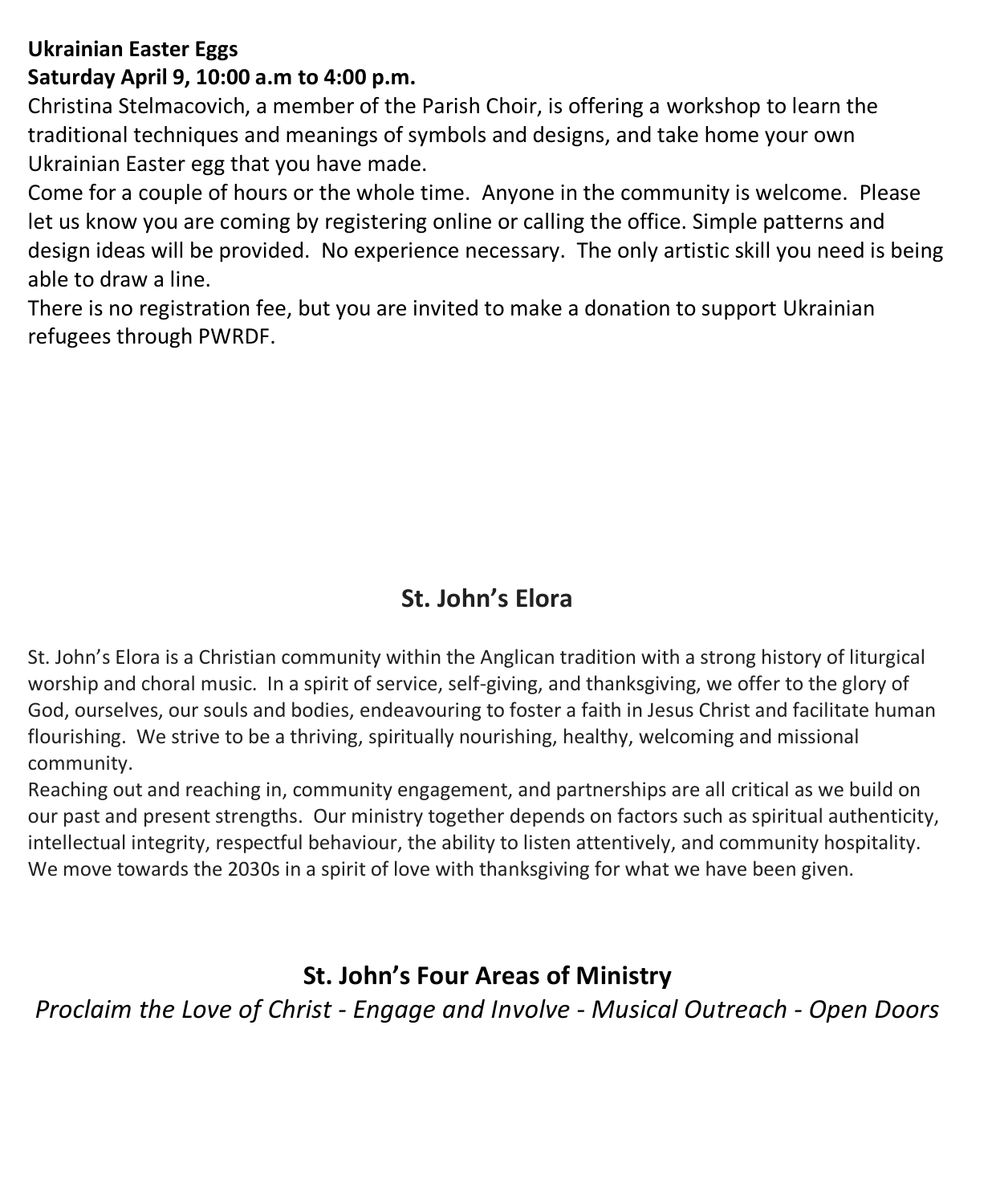**Ukrainian Easter Eggs**
**Saturday April 9, 10:00 a.m to 4:00 p.m.**

Christina Stelmacovich, a member of the Parish Choir, is offering a workshop to learn the traditional techniques and meanings of symbols and designs, and take home your own Ukrainian Easter egg that you have made.

Come for a couple of hours or the whole time. Anyone in the community is welcome. Please let us know you are coming by registering online or calling the office. Simple patterns and design ideas will be provided. No experience necessary. The only artistic skill you need is being able to draw a line.

There is no registration fee, but you are invited to make a donation to support Ukrainian refugees through PWRDF.

## St. John's Elora

St. John's Elora is a Christian community within the Anglican tradition with a strong history of liturgical worship and choral music. In a spirit of service, self-giving, and thanksgiving, we offer to the glory of God, ourselves, our souls and bodies, endeavouring to foster a faith in Jesus Christ and facilitate human flourishing. We strive to be a thriving, spiritually nourishing, healthy, welcoming and missional community.

Reaching out and reaching in, community engagement, and partnerships are all critical as we build on our past and present strengths. Our ministry together depends on factors such as spiritual authenticity, intellectual integrity, respectful behaviour, the ability to listen attentively, and community hospitality. We move towards the 2030s in a spirit of love with thanksgiving for what we have been given.

## St. John's Four Areas of Ministry

*Proclaim the Love of Christ - Engage and Involve - Musical Outreach - Open Doors*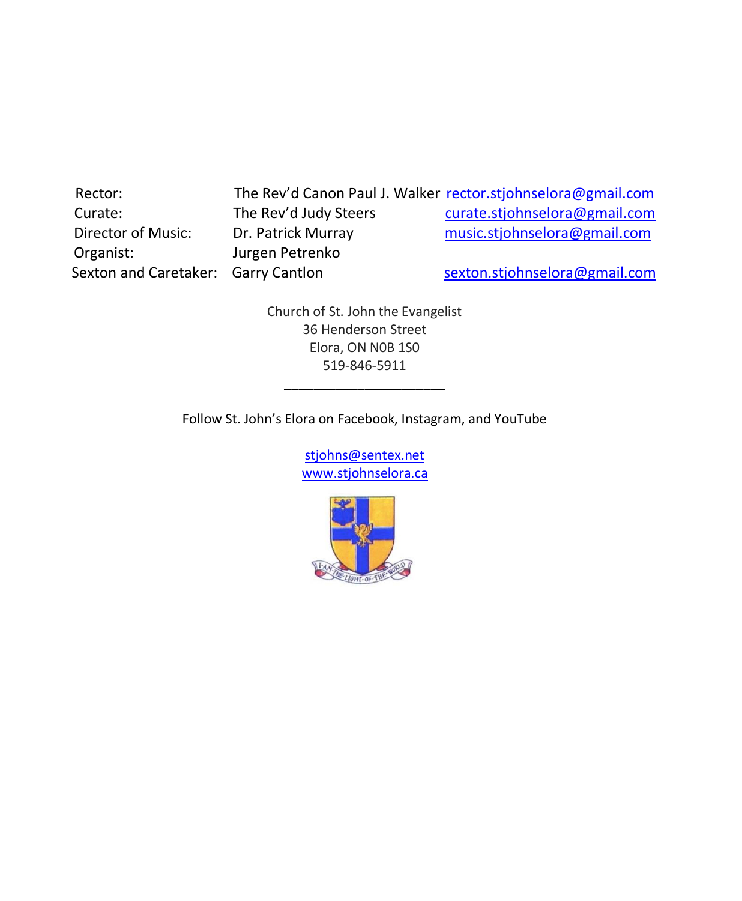| | | |
|---|---|---|
| Rector: | The Rev'd Canon Paul J. Walker | rector.stjohnselora@gmail.com |
| Curate: | The Rev'd Judy Steers | curate.stjohnselora@gmail.com |
| Director of Music: | Dr. Patrick Murray | music.stjohnselora@gmail.com |
| Organist: | Jurgen Petrenko | |
| Sexton and Caretaker: | Garry Cantlon | sexton.stjohnselora@gmail.com |

Church of St. John the Evangelist
36 Henderson Street
Elora, ON N0B 1S0
519-846-5911

---

Follow St. John's Elora on Facebook, Instagram, and YouTube

stjohns@sentex.net
www.stjohnselora.ca